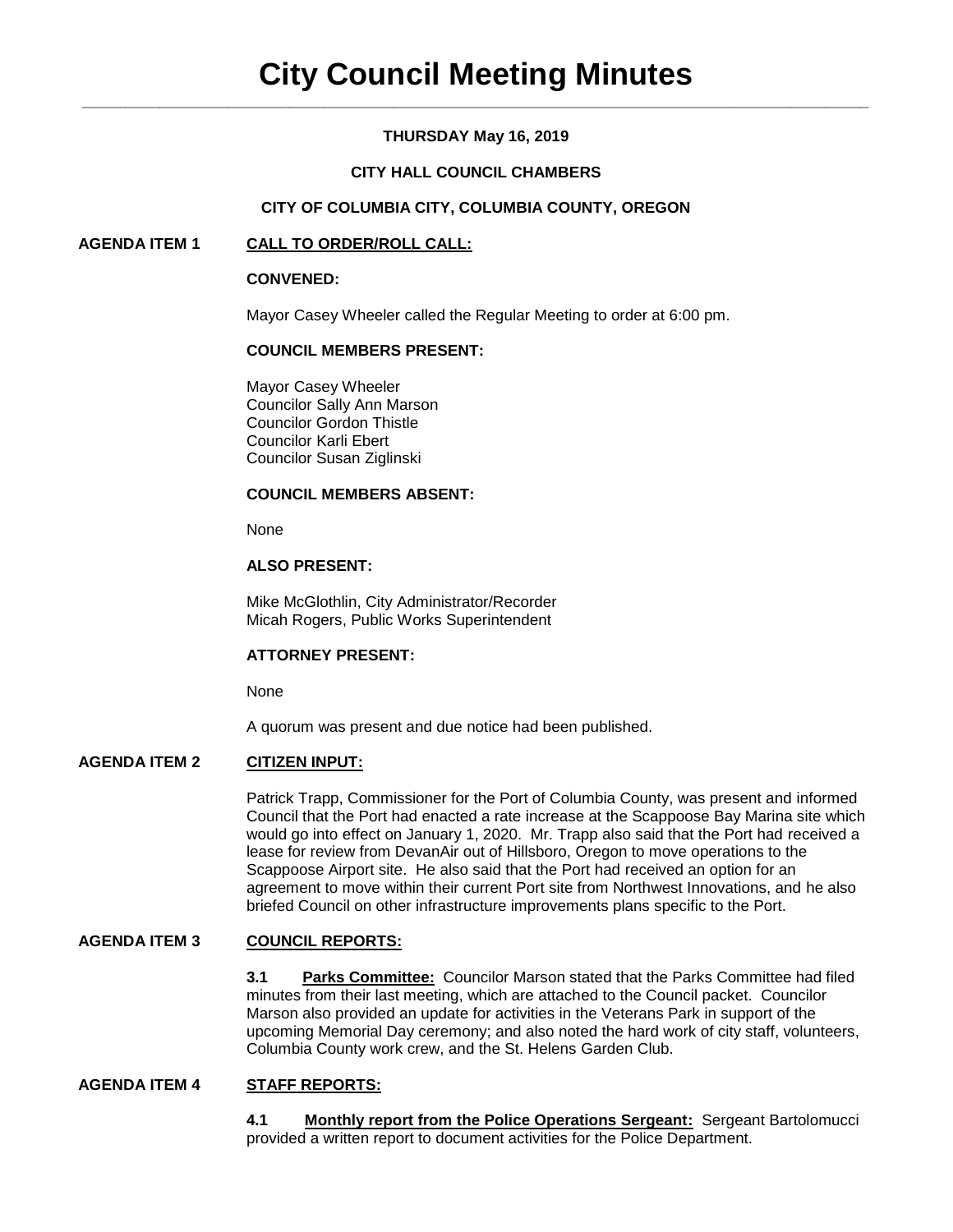# City Council Meeting Minutes

**THURSDAY May 16, 2019**

**CITY HALL COUNCIL CHAMBERS**

**CITY OF COLUMBIA CITY, COLUMBIA COUNTY, OREGON**

**AGENDA ITEM 1 CALL TO ORDER/ROLL CALL:**

**CONVENED:**

Mayor Casey Wheeler called the Regular Meeting to order at 6:00 pm.

**COUNCIL MEMBERS PRESENT:**

Mayor Casey Wheeler
Councilor Sally Ann Marson
Councilor Gordon Thistle
Councilor Karli Ebert
Councilor Susan Ziglinski

**COUNCIL MEMBERS ABSENT:**

None

**ALSO PRESENT:**

Mike McGlothlin, City Administrator/Recorder
Micah Rogers, Public Works Superintendent

**ATTORNEY PRESENT:**

None

A quorum was present and due notice had been published.

**AGENDA ITEM 2 CITIZEN INPUT:**

Patrick Trapp, Commissioner for the Port of Columbia County, was present and informed Council that the Port had enacted a rate increase at the Scappoose Bay Marina site which would go into effect on January 1, 2020. Mr. Trapp also said that the Port had received a lease for review from DevanAir out of Hillsboro, Oregon to move operations to the Scappoose Airport site. He also said that the Port had received an option for an agreement to move within their current Port site from Northwest Innovations, and he also briefed Council on other infrastructure improvements plans specific to the Port.

**AGENDA ITEM 3 COUNCIL REPORTS:**

**3.1 Parks Committee:** Councilor Marson stated that the Parks Committee had filed minutes from their last meeting, which are attached to the Council packet. Councilor Marson also provided an update for activities in the Veterans Park in support of the upcoming Memorial Day ceremony; and also noted the hard work of city staff, volunteers, Columbia County work crew, and the St. Helens Garden Club.

**AGENDA ITEM 4 STAFF REPORTS:**

**4.1 Monthly report from the Police Operations Sergeant:** Sergeant Bartolomucci provided a written report to document activities for the Police Department.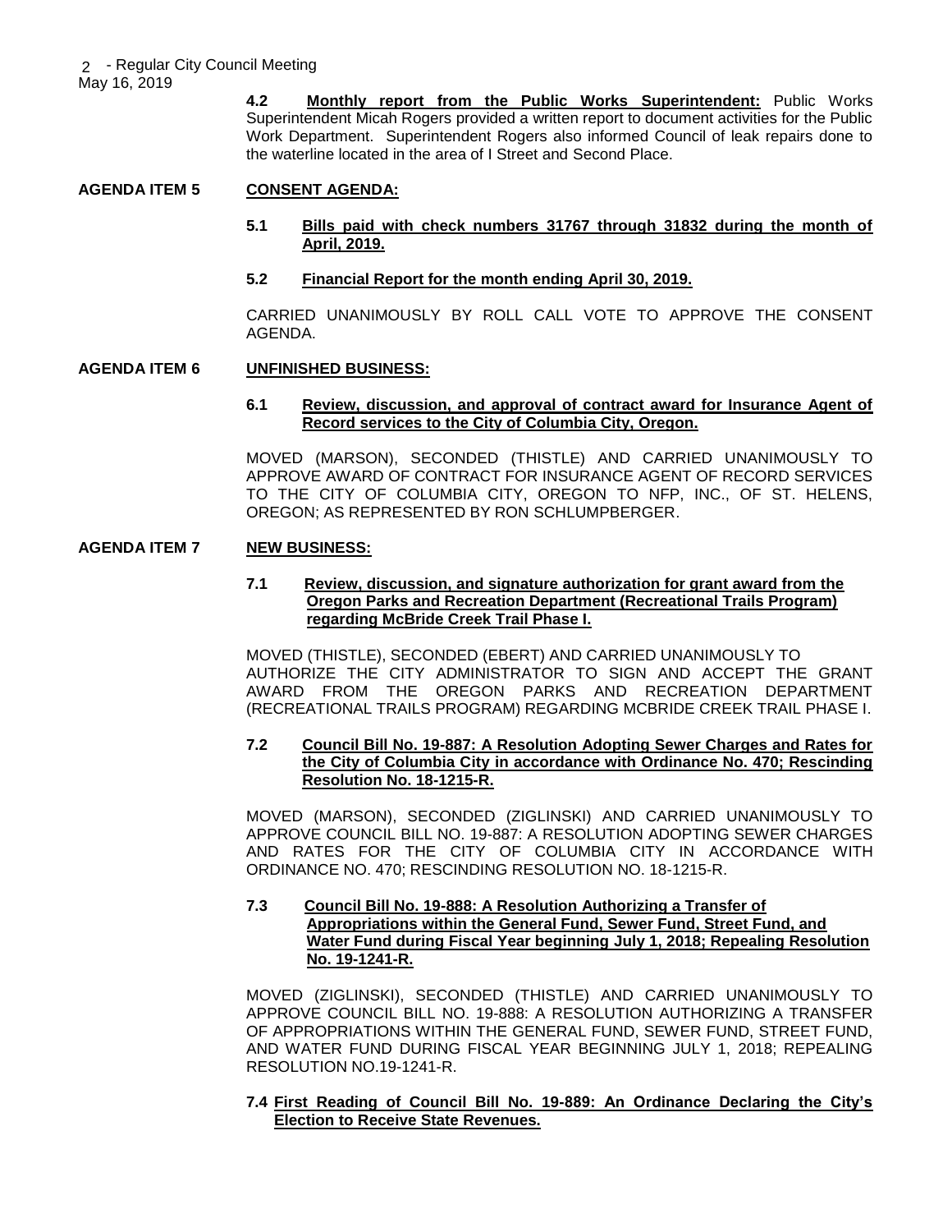**4.2 Monthly report from the Public Works Superintendent:** Public Works Superintendent Micah Rogers provided a written report to document activities for the Public Work Department. Superintendent Rogers also informed Council of leak repairs done to the waterline located in the area of I Street and Second Place.

## AGENDA ITEM 5 CONSENT AGENDA:

**5.1 Bills paid with check numbers 31767 through 31832 during the month of April, 2019.**

**5.2 Financial Report for the month ending April 30, 2019.**

CARRIED UNANIMOUSLY BY ROLL CALL VOTE TO APPROVE THE CONSENT AGENDA.

## AGENDA ITEM 6 UNFINISHED BUSINESS:

**6.1 Review, discussion, and approval of contract award for Insurance Agent of Record services to the City of Columbia City, Oregon.**

MOVED (MARSON), SECONDED (THISTLE) AND CARRIED UNANIMOUSLY TO APPROVE AWARD OF CONTRACT FOR INSURANCE AGENT OF RECORD SERVICES TO THE CITY OF COLUMBIA CITY, OREGON TO NFP, INC., OF ST. HELENS, OREGON; AS REPRESENTED BY RON SCHLUMPBERGER.

## AGENDA ITEM 7 NEW BUSINESS:

**7.1 Review, discussion, and signature authorization for grant award from the Oregon Parks and Recreation Department (Recreational Trails Program) regarding McBride Creek Trail Phase I.**

MOVED (THISTLE), SECONDED (EBERT) AND CARRIED UNANIMOUSLY TO AUTHORIZE THE CITY ADMINISTRATOR TO SIGN AND ACCEPT THE GRANT AWARD FROM THE OREGON PARKS AND RECREATION DEPARTMENT (RECREATIONAL TRAILS PROGRAM) REGARDING MCBRIDE CREEK TRAIL PHASE I.

**7.2 Council Bill No. 19-887: A Resolution Adopting Sewer Charges and Rates for the City of Columbia City in accordance with Ordinance No. 470; Rescinding Resolution No. 18-1215-R.**

MOVED (MARSON), SECONDED (ZIGLINSKI) AND CARRIED UNANIMOUSLY TO APPROVE COUNCIL BILL NO. 19-887: A RESOLUTION ADOPTING SEWER CHARGES AND RATES FOR THE CITY OF COLUMBIA CITY IN ACCORDANCE WITH ORDINANCE NO. 470; RESCINDING RESOLUTION NO. 18-1215-R.

**7.3 Council Bill No. 19-888: A Resolution Authorizing a Transfer of Appropriations within the General Fund, Sewer Fund, Street Fund, and Water Fund during Fiscal Year beginning July 1, 2018; Repealing Resolution No. 19-1241-R.**

MOVED (ZIGLINSKI), SECONDED (THISTLE) AND CARRIED UNANIMOUSLY TO APPROVE COUNCIL BILL NO. 19-888: A RESOLUTION AUTHORIZING A TRANSFER OF APPROPRIATIONS WITHIN THE GENERAL FUND, SEWER FUND, STREET FUND, AND WATER FUND DURING FISCAL YEAR BEGINNING JULY 1, 2018; REPEALING RESOLUTION NO.19-1241-R.

**7.4 First Reading of Council Bill No. 19-889: An Ordinance Declaring the City's Election to Receive State Revenues.**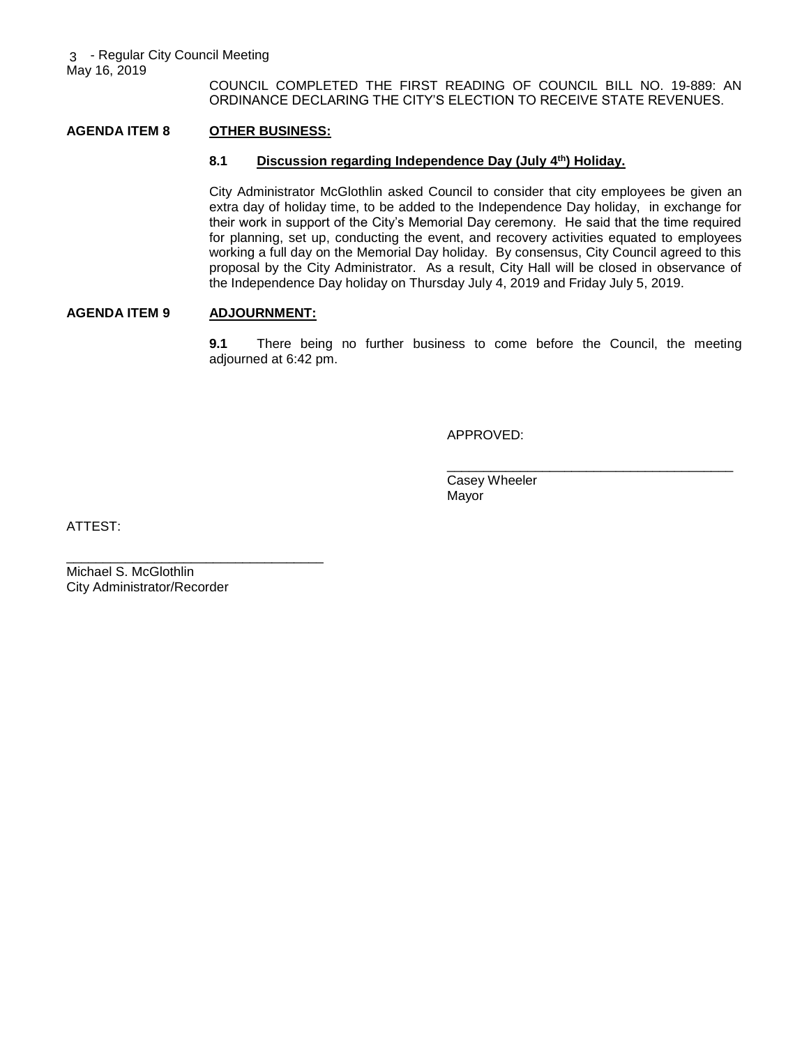COUNCIL COMPLETED THE FIRST READING OF COUNCIL BILL NO. 19-889: AN ORDINANCE DECLARING THE CITY'S ELECTION TO RECEIVE STATE REVENUES.

**AGENDA ITEM 8** **OTHER BUSINESS:**

**8.1 Discussion regarding Independence Day (July 4th) Holiday.**

City Administrator McGlothlin asked Council to consider that city employees be given an extra day of holiday time, to be added to the Independence Day holiday, in exchange for their work in support of the City's Memorial Day ceremony. He said that the time required for planning, set up, conducting the event, and recovery activities equated to employees working a full day on the Memorial Day holiday. By consensus, City Council agreed to this proposal by the City Administrator. As a result, City Hall will be closed in observance of the Independence Day holiday on Thursday July 4, 2019 and Friday July 5, 2019.

**AGENDA ITEM 9** **ADJOURNMENT:**

**9.1** There being no further business to come before the Council, the meeting adjourned at 6:42 pm.

APPROVED:

\_\_\_\_\_\_\_\_\_\_\_\_\_\_\_\_\_\_\_\_\_\_\_\_\_\_\_\_\_\_\_\_\_\_\_\_\_\_\_\_
Casey Wheeler
Mayor

ATTEST:

\_\_\_\_\_\_\_\_\_\_\_\_\_\_\_\_\_\_\_\_\_\_\_\_\_\_\_\_\_\_\_\_\_\_\_\_
Michael S. McGlothlin
City Administrator/Recorder